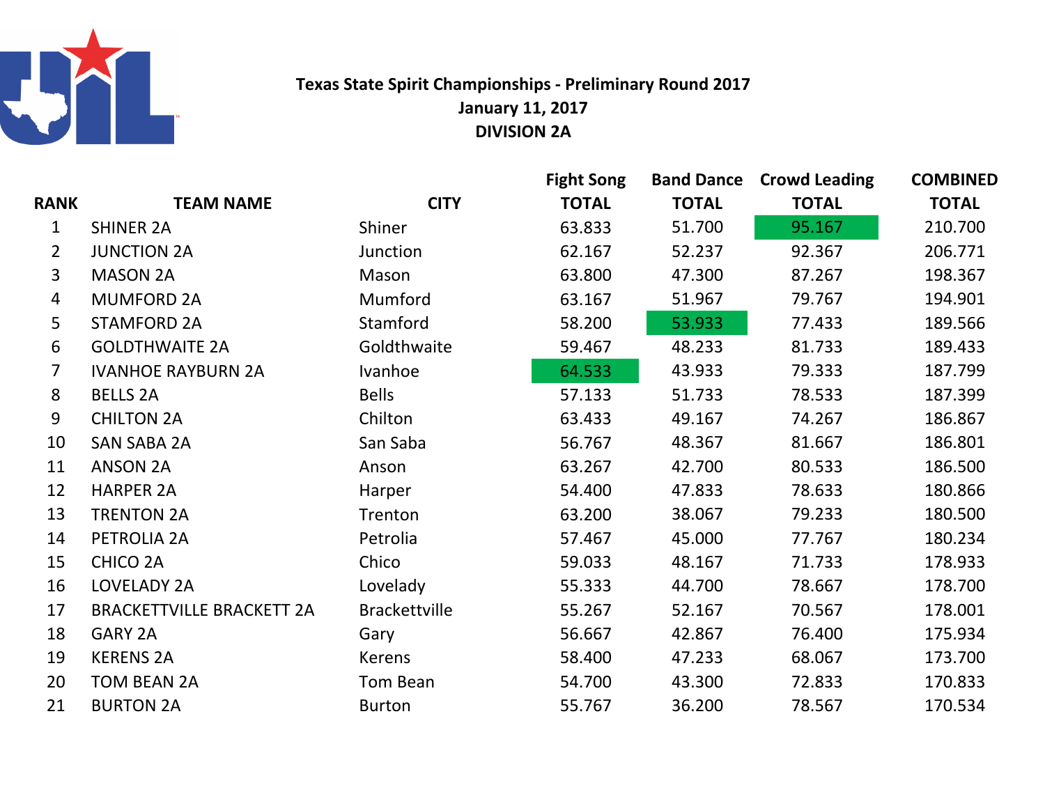# Texas State Spirit Championships - Preliminary Round 2017

**January 11, 2017**

**DIVISION 2A**

| RANK | TEAM NAME | CITY | Fight Song TOTAL | Band Dance TOTAL | Crowd Leading TOTAL | COMBINED TOTAL |
|---|---|---|---|---|---|---|
| 1 | SHINER 2A | Shiner | 63.833 | 51.700 | 95.167 | 210.700 |
| 2 | JUNCTION 2A | Junction | 62.167 | 52.237 | 92.367 | 206.771 |
| 3 | MASON 2A | Mason | 63.800 | 47.300 | 87.267 | 198.367 |
| 4 | MUMFORD 2A | Mumford | 63.167 | 51.967 | 79.767 | 194.901 |
| 5 | STAMFORD 2A | Stamford | 58.200 | 53.933 | 77.433 | 189.566 |
| 6 | GOLDTHWAITE 2A | Goldthwaite | 59.467 | 48.233 | 81.733 | 189.433 |
| 7 | IVANHOE RAYBURN 2A | Ivanhoe | 64.533 | 43.933 | 79.333 | 187.799 |
| 8 | BELLS 2A | Bells | 57.133 | 51.733 | 78.533 | 187.399 |
| 9 | CHILTON 2A | Chilton | 63.433 | 49.167 | 74.267 | 186.867 |
| 10 | SAN SABA 2A | San Saba | 56.767 | 48.367 | 81.667 | 186.801 |
| 11 | ANSON 2A | Anson | 63.267 | 42.700 | 80.533 | 186.500 |
| 12 | HARPER 2A | Harper | 54.400 | 47.833 | 78.633 | 180.866 |
| 13 | TRENTON 2A | Trenton | 63.200 | 38.067 | 79.233 | 180.500 |
| 14 | PETROLIA 2A | Petrolia | 57.467 | 45.000 | 77.767 | 180.234 |
| 15 | CHICO 2A | Chico | 59.033 | 48.167 | 71.733 | 178.933 |
| 16 | LOVELADY 2A | Lovelady | 55.333 | 44.700 | 78.667 | 178.700 |
| 17 | BRACKETTVILLE BRACKETT 2A | Brackettville | 55.267 | 52.167 | 70.567 | 178.001 |
| 18 | GARY 2A | Gary | 56.667 | 42.867 | 76.400 | 175.934 |
| 19 | KERENS 2A | Kerens | 58.400 | 47.233 | 68.067 | 173.700 |
| 20 | TOM BEAN 2A | Tom Bean | 54.700 | 43.300 | 72.833 | 170.833 |
| 21 | BURTON 2A | Burton | 55.767 | 36.200 | 78.567 | 170.534 |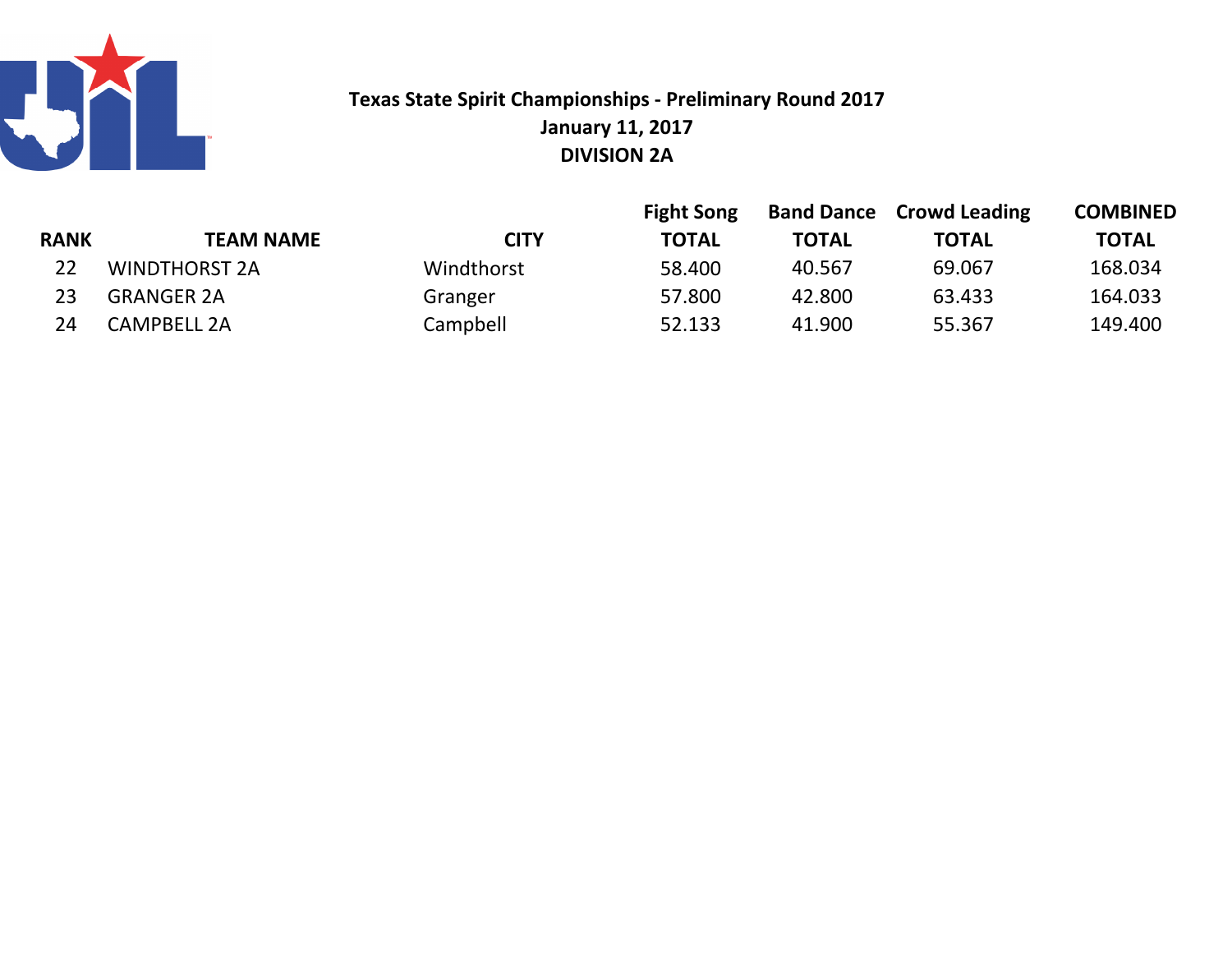**Texas State Spirit Championships - Preliminary Round 2017**
**January 11, 2017**
**DIVISION 2A**

| RANK | TEAM NAME | CITY | Fight Song TOTAL | Band Dance TOTAL | Crowd Leading TOTAL | COMBINED TOTAL |
|---|---|---|---|---|---|---|
| 22 | WINDTHORST 2A | Windthorst | 58.400 | 40.567 | 69.067 | 168.034 |
| 23 | GRANGER 2A | Granger | 57.800 | 42.800 | 63.433 | 164.033 |
| 24 | CAMPBELL 2A | Campbell | 52.133 | 41.900 | 55.367 | 149.400 |